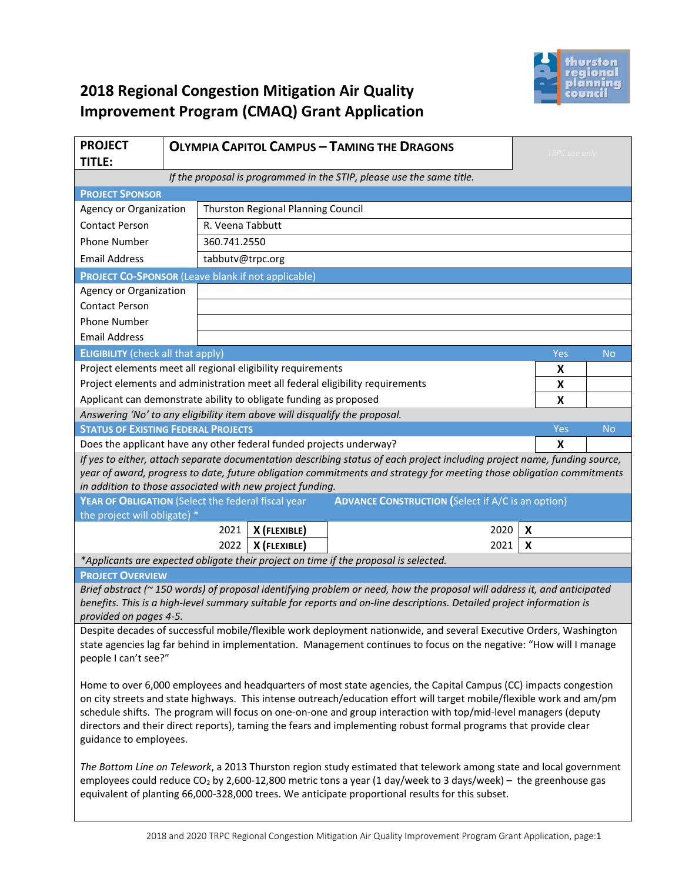# 2018 Regional Congestion Mitigation Air Quality Improvement Program (CMAQ) Grant Application

| PROJECT TITLE: | OLYMPIA CAPITOL CAMPUS – TAMING THE DRAGONS | TRPC use only |
|---|---|---|

*If the proposal is programmed in the STIP, please use the same title.*

**PROJECT SPONSOR**

| | |
|---|---|
| Agency or Organization | Thurston Regional Planning Council |
| Contact Person | R. Veena Tabbutt |
| Phone Number | 360.741.2550 |
| Email Address | tabbutv@trpc.org |

**PROJECT CO-SPONSOR** (Leave blank if not applicable)

| | |
|---|---|
| Agency or Organization | |
| Contact Person | |
| Phone Number | |
| Email Address | |

| ELIGIBILITY (check all that apply) | Yes | No |
|---|---|---|
| Project elements meet all regional eligibility requirements | X | |
| Project elements and administration meet all federal eligibility requirements | X | |
| Applicant can demonstrate ability to obligate funding as proposed | X | |

*Answering 'No' to any eligibility item above will disqualify the proposal.*

| STATUS OF EXISTING FEDERAL PROJECTS | Yes | No |
|---|---|---|
| Does the applicant have any other federal funded projects underway? | X | |

*If yes to either, attach separate documentation describing status of each project including project name, funding source, year of award, progress to date, future obligation commitments and strategy for meeting those obligation commitments in addition to those associated with new project funding.*

| YEAR OF OBLIGATION (Select the federal fiscal year the project will obligate) * | | ADVANCE CONSTRUCTION (Select if A/C is an option) | |
|---|---|---|---|
| 2021 | X (FLEXIBLE) | 2020 | X |
| 2022 | X (FLEXIBLE) | 2021 | X |

*\*Applicants are expected obligate their project on time if the proposal is selected.*

**PROJECT OVERVIEW**

*Brief abstract (~ 150 words) of proposal identifying problem or need, how the proposal will address it, and anticipated benefits. This is a high-level summary suitable for reports and on-line descriptions. Detailed project information is provided on pages 4-5.*

Despite decades of successful mobile/flexible work deployment nationwide, and several Executive Orders, Washington state agencies lag far behind in implementation. Management continues to focus on the negative: "How will I manage people I can't see?"

Home to over 6,000 employees and headquarters of most state agencies, the Capital Campus (CC) impacts congestion on city streets and state highways. This intense outreach/education effort will target mobile/flexible work and am/pm schedule shifts. The program will focus on one-on-one and group interaction with top/mid-level managers (deputy directors and their direct reports), taming the fears and implementing robust formal programs that provide clear guidance to employees.

*The Bottom Line on Telework*, a 2013 Thurston region study estimated that telework among state and local government employees could reduce $CO_2$ by 2,600-12,800 metric tons a year (1 day/week to 3 days/week) – the greenhouse gas equivalent of planting 66,000-328,000 trees. We anticipate proportional results for this subset.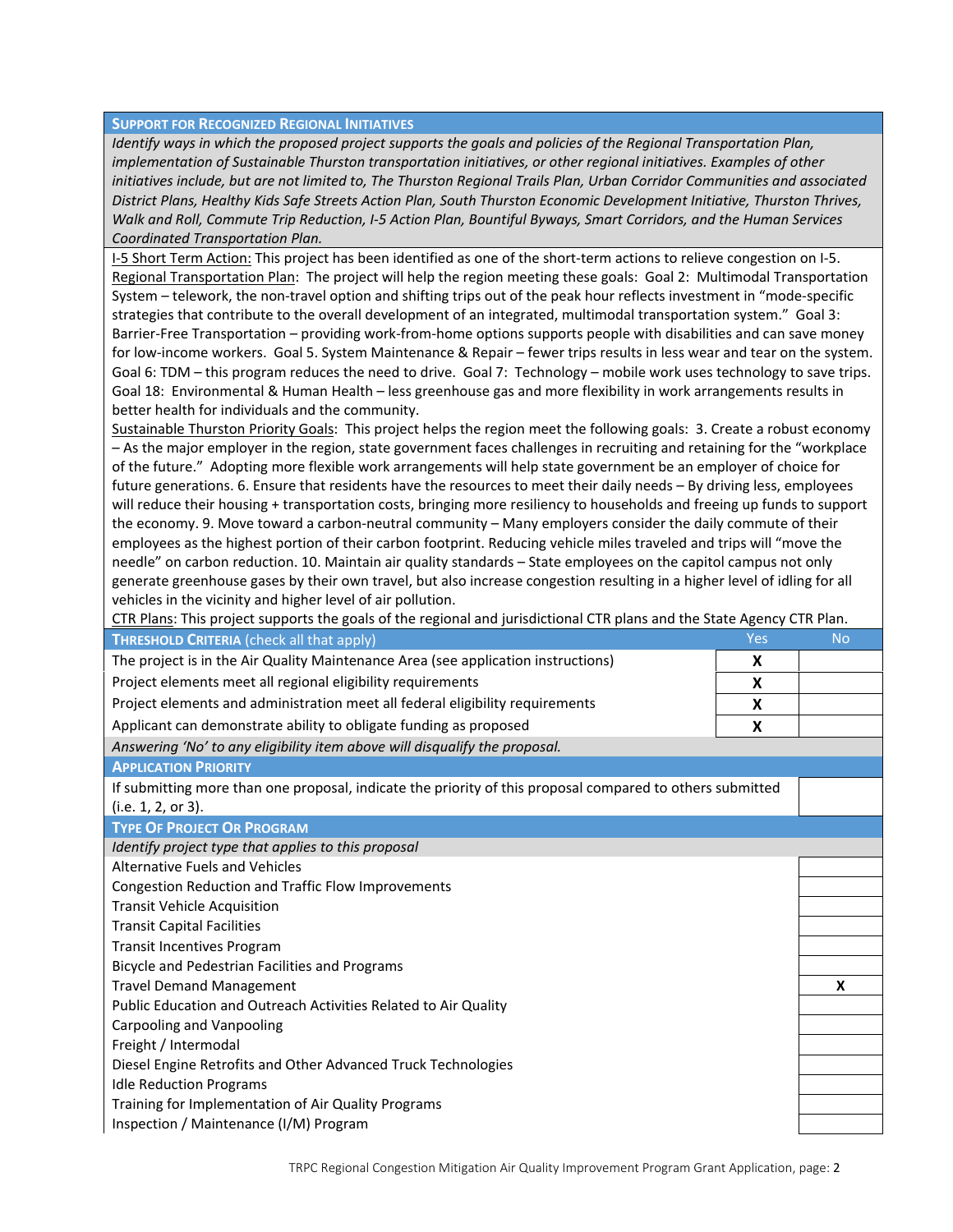## Support for Recognized Regional Initiatives

*Identify ways in which the proposed project supports the goals and policies of the Regional Transportation Plan, implementation of Sustainable Thurston transportation initiatives, or other regional initiatives. Examples of other initiatives include, but are not limited to, The Thurston Regional Trails Plan, Urban Corridor Communities and associated District Plans, Healthy Kids Safe Streets Action Plan, South Thurston Economic Development Initiative, Thurston Thrives, Walk and Roll, Commute Trip Reduction, I-5 Action Plan, Bountiful Byways, Smart Corridors, and the Human Services Coordinated Transportation Plan.*

I-5 Short Term Action: This project has been identified as one of the short-term actions to relieve congestion on I-5. Regional Transportation Plan: The project will help the region meeting these goals: Goal 2: Multimodal Transportation System – telework, the non-travel option and shifting trips out of the peak hour reflects investment in "mode-specific strategies that contribute to the overall development of an integrated, multimodal transportation system." Goal 3: Barrier-Free Transportation – providing work-from-home options supports people with disabilities and can save money for low-income workers. Goal 5. System Maintenance & Repair – fewer trips results in less wear and tear on the system. Goal 6: TDM – this program reduces the need to drive. Goal 7: Technology – mobile work uses technology to save trips. Goal 18: Environmental & Human Health – less greenhouse gas and more flexibility in work arrangements results in better health for individuals and the community.

Sustainable Thurston Priority Goals: This project helps the region meet the following goals: 3. Create a robust economy – As the major employer in the region, state government faces challenges in recruiting and retaining for the "workplace of the future." Adopting more flexible work arrangements will help state government be an employer of choice for future generations. 6. Ensure that residents have the resources to meet their daily needs – By driving less, employees will reduce their housing + transportation costs, bringing more resiliency to households and freeing up funds to support the economy. 9. Move toward a carbon-neutral community – Many employers consider the daily commute of their employees as the highest portion of their carbon footprint. Reducing vehicle miles traveled and trips will "move the needle" on carbon reduction. 10. Maintain air quality standards – State employees on the capitol campus not only generate greenhouse gases by their own travel, but also increase congestion resulting in a higher level of idling for all vehicles in the vicinity and higher level of air pollution.

CTR Plans: This project supports the goals of the regional and jurisdictional CTR plans and the State Agency CTR Plan.

| **Threshold Criteria** (check all that apply) | Yes | No |
|---|---|---|
| The project is in the Air Quality Maintenance Area (see application instructions) | **X** | |
| Project elements meet all regional eligibility requirements | **X** | |
| Project elements and administration meet all federal eligibility requirements | **X** | |
| Applicant can demonstrate ability to obligate funding as proposed | **X** | |

*Answering 'No' to any eligibility item above will disqualify the proposal.*

## Application Priority

| | |
|---|---|
| If submitting more than one proposal, indicate the priority of this proposal compared to others submitted (i.e. 1, 2, or 3). | |

## Type of Project or Program

*Identify project type that applies to this proposal*

| | |
|---|---|
| Alternative Fuels and Vehicles | |
| Congestion Reduction and Traffic Flow Improvements | |
| Transit Vehicle Acquisition | |
| Transit Capital Facilities | |
| Transit Incentives Program | |
| Bicycle and Pedestrian Facilities and Programs | |
| Travel Demand Management | **X** |
| Public Education and Outreach Activities Related to Air Quality | |
| Carpooling and Vanpooling | |
| Freight / Intermodal | |
| Diesel Engine Retrofits and Other Advanced Truck Technologies | |
| Idle Reduction Programs | |
| Training for Implementation of Air Quality Programs | |
| Inspection / Maintenance (I/M) Program | |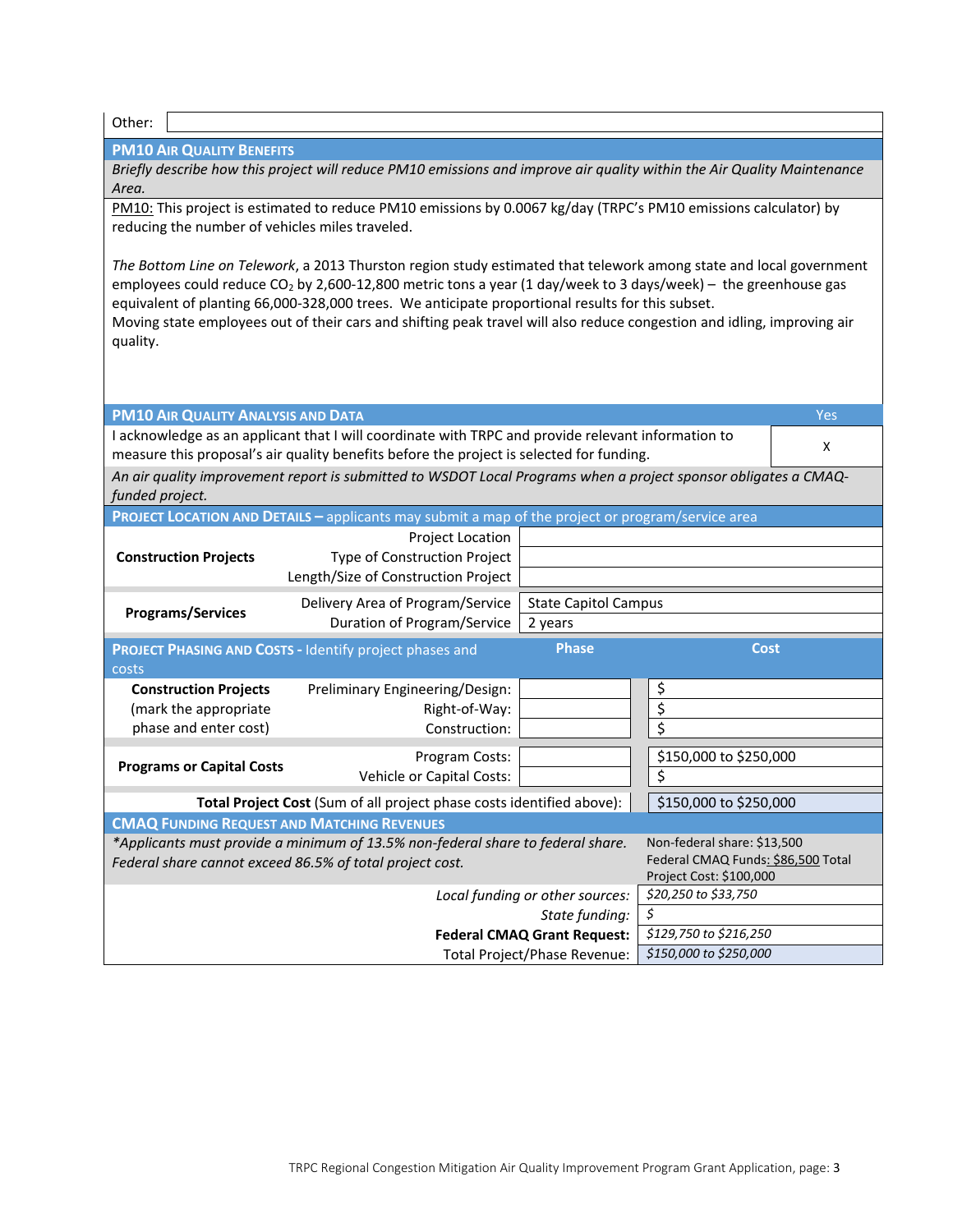| Other: | |
|---|---|

## PM10 Air Quality Benefits

*Briefly describe how this project will reduce PM10 emissions and improve air quality within the Air Quality Maintenance Area.*

PM10: This project is estimated to reduce PM10 emissions by 0.0067 kg/day (TRPC's PM10 emissions calculator) by reducing the number of vehicles miles traveled.

*The Bottom Line on Telework*, a 2013 Thurston region study estimated that telework among state and local government employees could reduce $CO_2$ by 2,600-12,800 metric tons a year (1 day/week to 3 days/week) – the greenhouse gas equivalent of planting 66,000-328,000 trees. We anticipate proportional results for this subset.
Moving state employees out of their cars and shifting peak travel will also reduce congestion and idling, improving air quality.

## PM10 Air Quality Analysis and Data

| | Yes |
|---|---|
| I acknowledge as an applicant that I will coordinate with TRPC and provide relevant information to measure this proposal's air quality benefits before the project is selected for funding. | X |

*An air quality improvement report is submitted to WSDOT Local Programs when a project sponsor obligates a CMAQ-funded project.*

## Project Location and Details – applicants may submit a map of the project or program/service area

| | | |
|---|---|---|
| **Construction Projects** | Project Location | |
| | Type of Construction Project | |
| | Length/Size of Construction Project | |
| **Programs/Services** | Delivery Area of Program/Service | State Capitol Campus |
| | Duration of Program/Service | 2 years |

## Project Phasing and Costs - Identify project phases and costs

| | | Phase | Cost |
|---|---|---|---|
| **Construction Projects** (mark the appropriate phase and enter cost) | Preliminary Engineering/Design: | | $ |
| | Right-of-Way: | | $ |
| | Construction: | | $ |
| **Programs or Capital Costs** | Program Costs: | | $150,000 to $250,000 |
| | Vehicle or Capital Costs: | | $ |
| **Total Project Cost** (Sum of all project phase costs identified above): | | | $150,000 to $250,000 |

## CMAQ Funding Request and Matching Revenues

| | |
|---|---|
| *\*Applicants must provide a minimum of 13.5% non-federal share to federal share. Federal share cannot exceed 86.5% of total project cost.* | Non-federal share: $13,500<br>Federal CMAQ Funds: $86,500 Total Project Cost: $100,000 |
| *Local funding or other sources:* | *$20,250 to $33,750* |
| *State funding:* | *$* |
| **Federal CMAQ Grant Request:** | *$129,750 to $216,250* |
| Total Project/Phase Revenue: | *$150,000 to $250,000* |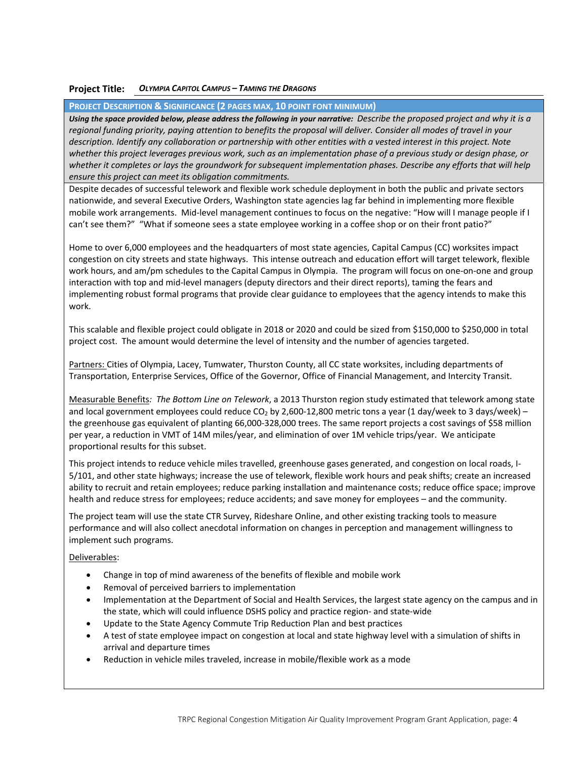**Project Title:** ***Olympia Capitol Campus – Taming the Dragons***

**PROJECT DESCRIPTION & SIGNIFICANCE (2 PAGES MAX, 10 POINT FONT MINIMUM)**

***Using the space provided below, please address the following in your narrative:*** *Describe the proposed project and why it is a regional funding priority, paying attention to benefits the proposal will deliver. Consider all modes of travel in your description. Identify any collaboration or partnership with other entities with a vested interest in this project. Note whether this project leverages previous work, such as an implementation phase of a previous study or design phase, or whether it completes or lays the groundwork for subsequent implementation phases. Describe any efforts that will help ensure this project can meet its obligation commitments.*

Despite decades of successful telework and flexible work schedule deployment in both the public and private sectors nationwide, and several Executive Orders, Washington state agencies lag far behind in implementing more flexible mobile work arrangements. Mid-level management continues to focus on the negative: "How will I manage people if I can't see them?" "What if someone sees a state employee working in a coffee shop or on their front patio?"

Home to over 6,000 employees and the headquarters of most state agencies, Capital Campus (CC) worksites impact congestion on city streets and state highways. This intense outreach and education effort will target telework, flexible work hours, and am/pm schedules to the Capital Campus in Olympia. The program will focus on one-on-one and group interaction with top and mid-level managers (deputy directors and their direct reports), taming the fears and implementing robust formal programs that provide clear guidance to employees that the agency intends to make this work.

This scalable and flexible project could obligate in 2018 or 2020 and could be sized from $150,000 to $250,000 in total project cost. The amount would determine the level of intensity and the number of agencies targeted.

Partners: Cities of Olympia, Lacey, Tumwater, Thurston County, all CC state worksites, including departments of Transportation, Enterprise Services, Office of the Governor, Office of Financial Management, and Intercity Transit.

Measurable Benefits*: The Bottom Line on Telework*, a 2013 Thurston region study estimated that telework among state and local government employees could reduce $CO_2$ by 2,600-12,800 metric tons a year (1 day/week to 3 days/week) – the greenhouse gas equivalent of planting 66,000-328,000 trees. The same report projects a cost savings of $58 million per year, a reduction in VMT of 14M miles/year, and elimination of over 1M vehicle trips/year. We anticipate proportional results for this subset.

This project intends to reduce vehicle miles travelled, greenhouse gases generated, and congestion on local roads, I-5/101, and other state highways; increase the use of telework, flexible work hours and peak shifts; create an increased ability to recruit and retain employees; reduce parking installation and maintenance costs; reduce office space; improve health and reduce stress for employees; reduce accidents; and save money for employees – and the community.

The project team will use the state CTR Survey, Rideshare Online, and other existing tracking tools to measure performance and will also collect anecdotal information on changes in perception and management willingness to implement such programs.

Deliverables:

- Change in top of mind awareness of the benefits of flexible and mobile work
- Removal of perceived barriers to implementation
- Implementation at the Department of Social and Health Services, the largest state agency on the campus and in the state, which will could influence DSHS policy and practice region- and state-wide
- Update to the State Agency Commute Trip Reduction Plan and best practices
- A test of state employee impact on congestion at local and state highway level with a simulation of shifts in arrival and departure times
- Reduction in vehicle miles traveled, increase in mobile/flexible work as a mode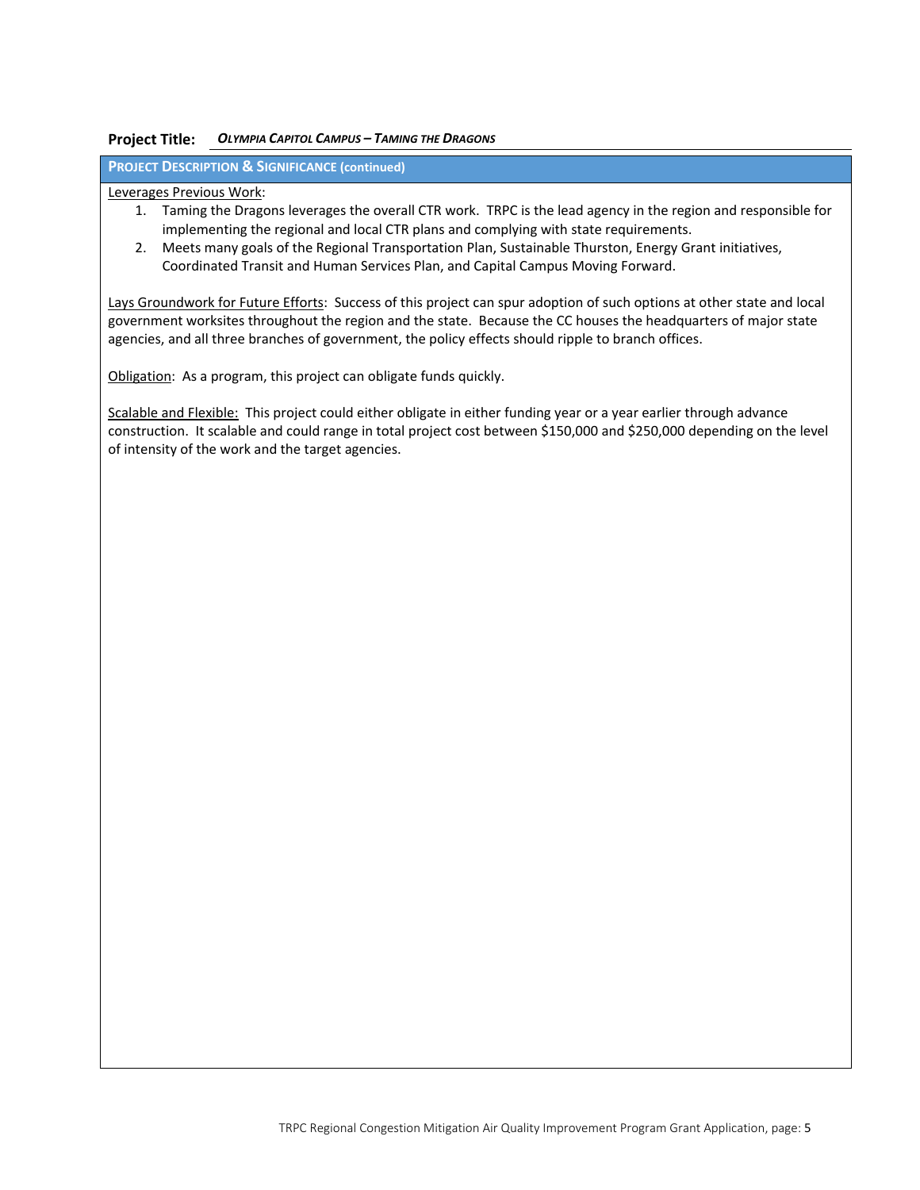**Project Title:** ***OLYMPIA CAPITOL CAMPUS – TAMING THE DRAGONS***

## PROJECT DESCRIPTION & SIGNIFICANCE (continued)

Leverages Previous Work:

1. Taming the Dragons leverages the overall CTR work. TRPC is the lead agency in the region and responsible for implementing the regional and local CTR plans and complying with state requirements.
2. Meets many goals of the Regional Transportation Plan, Sustainable Thurston, Energy Grant initiatives, Coordinated Transit and Human Services Plan, and Capital Campus Moving Forward.

Lays Groundwork for Future Efforts: Success of this project can spur adoption of such options at other state and local government worksites throughout the region and the state. Because the CC houses the headquarters of major state agencies, and all three branches of government, the policy effects should ripple to branch offices.

Obligation: As a program, this project can obligate funds quickly.

Scalable and Flexible: This project could either obligate in either funding year or a year earlier through advance construction. It scalable and could range in total project cost between $150,000 and $250,000 depending on the level of intensity of the work and the target agencies.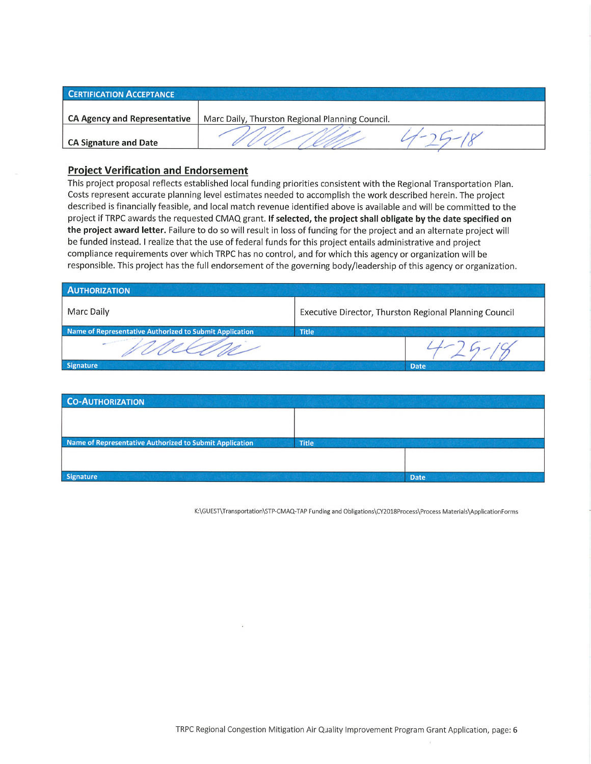| Certification Acceptance | |
|---|---|
| **CA Agency and Representative** | Marc Daily, Thurston Regional Planning Council. |
| **CA Signature and Date** | [signature] 4-25-18 |

## Project Verification and Endorsement

This project proposal reflects established local funding priorities consistent with the Regional Transportation Plan. Costs represent accurate planning level estimates needed to accomplish the work described herein. The project described is financially feasible, and local match revenue identified above is available and will be committed to the project if TRPC awards the requested CMAQ grant. **If selected, the project shall obligate by the date specified on the project award letter.** Failure to do so will result in loss of funding for the project and an alternate project will be funded instead. I realize that the use of federal funds for this project entails administrative and project compliance requirements over which TRPC has no control, and for which this agency or organization will be responsible. This project has the full endorsement of the governing body/leadership of this agency or organization.

| Authorization | |
|---|---|
| Marc Daily | Executive Director, Thurston Regional Planning Council |
| **Name of Representative Authorized to Submit Application** | **Title** |
| [signature] | 4-25-18 |
| **Signature** | **Date** |

| Co-Authorization | |
|---|---|
| | |
| **Name of Representative Authorized to Submit Application** | **Title** |
| | |
| **Signature** | **Date** |

K:\GUEST\Transportation\STP-CMAQ-TAP Funding and Obligations\CY2018Process\Process Materials\ApplicationForms

TRPC Regional Congestion Mitigation Air Quality Improvement Program Grant Application, page: 6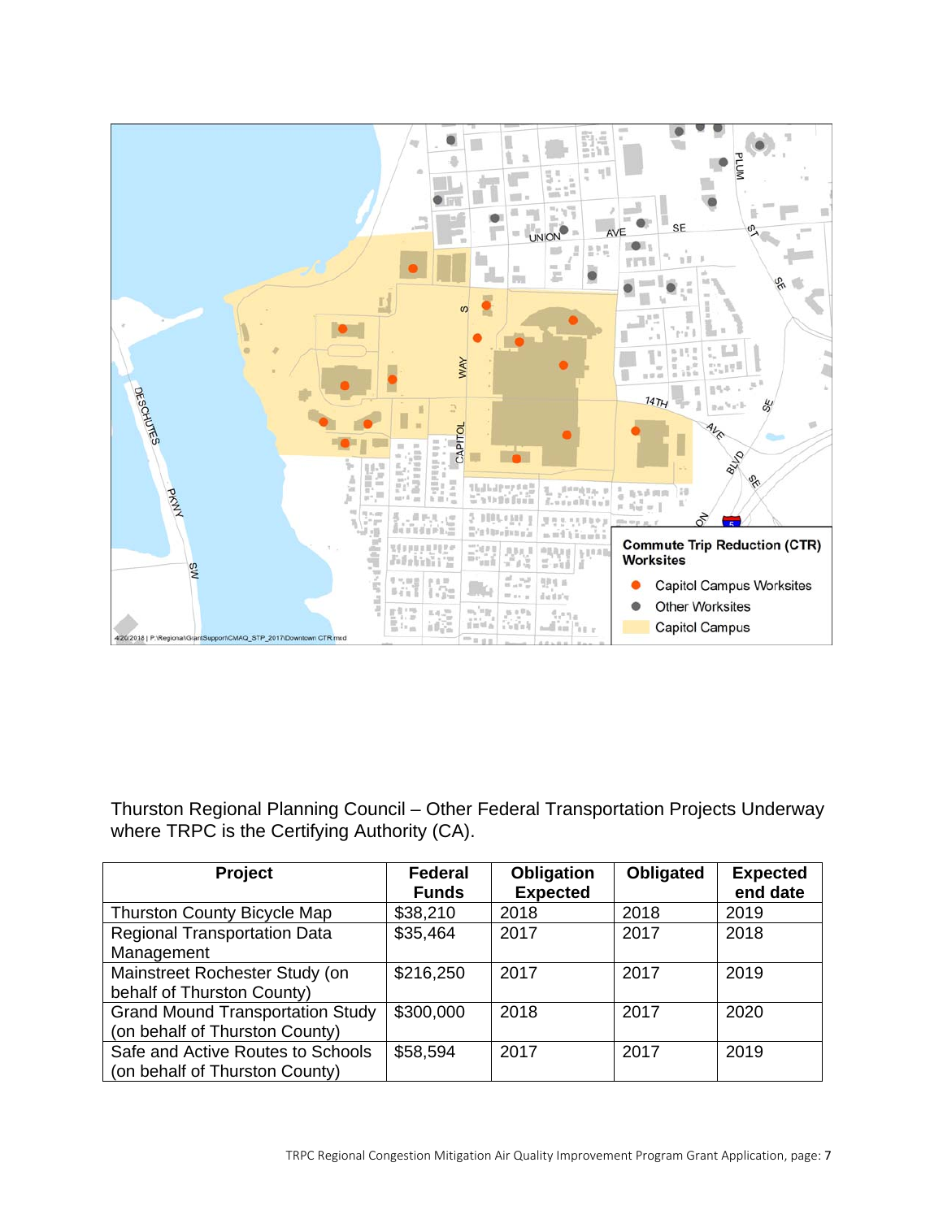Commute Trip Reduction (CTR) Worksites

Capitol Campus Worksites

Other Worksites

Capitol Campus

4/20/2018 | P:\Regional\GrantSupport\CMAQ_STP_2017\Downtown CTR.mxd

Thurston Regional Planning Council – Other Federal Transportation Projects Underway where TRPC is the Certifying Authority (CA).

| Project | Federal Funds | Obligation Expected | Obligated | Expected end date |
|---|---|---|---|---|
| Thurston County Bicycle Map | $38,210 | 2018 | 2018 | 2019 |
| Regional Transportation Data Management | $35,464 | 2017 | 2017 | 2018 |
| Mainstreet Rochester Study (on behalf of Thurston County) | $216,250 | 2017 | 2017 | 2019 |
| Grand Mound Transportation Study (on behalf of Thurston County) | $300,000 | 2018 | 2017 | 2020 |
| Safe and Active Routes to Schools (on behalf of Thurston County) | $58,594 | 2017 | 2017 | 2019 |